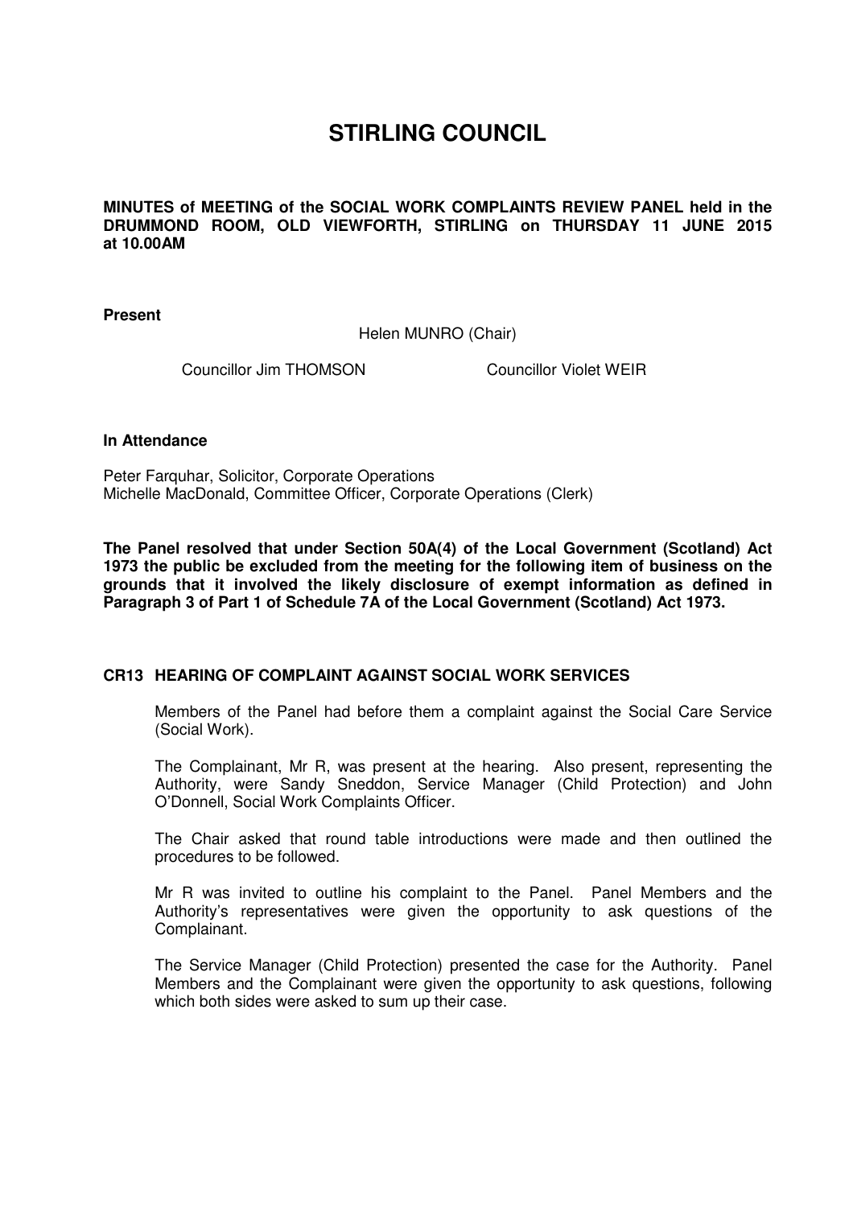# STIRLING COUNCIL

**MINUTES of MEETING of the SOCIAL WORK COMPLAINTS REVIEW PANEL held in the DRUMMOND ROOM, OLD VIEWFORTH, STIRLING on THURSDAY 11 JUNE 2015 at 10.00AM**

**Present**

Helen MUNRO (Chair)

Councillor Jim THOMSON

Councillor Violet WEIR

**In Attendance**

Peter Farquhar, Solicitor, Corporate Operations
Michelle MacDonald, Committee Officer, Corporate Operations (Clerk)

**The Panel resolved that under Section 50A(4) of the Local Government (Scotland) Act 1973 the public be excluded from the meeting for the following item of business on the grounds that it involved the likely disclosure of exempt information as defined in Paragraph 3 of Part 1 of Schedule 7A of the Local Government (Scotland) Act 1973.**

## CR13 HEARING OF COMPLAINT AGAINST SOCIAL WORK SERVICES

Members of the Panel had before them a complaint against the Social Care Service (Social Work).

The Complainant, Mr R, was present at the hearing. Also present, representing the Authority, were Sandy Sneddon, Service Manager (Child Protection) and John O'Donnell, Social Work Complaints Officer.

The Chair asked that round table introductions were made and then outlined the procedures to be followed.

Mr R was invited to outline his complaint to the Panel. Panel Members and the Authority's representatives were given the opportunity to ask questions of the Complainant.

The Service Manager (Child Protection) presented the case for the Authority. Panel Members and the Complainant were given the opportunity to ask questions, following which both sides were asked to sum up their case.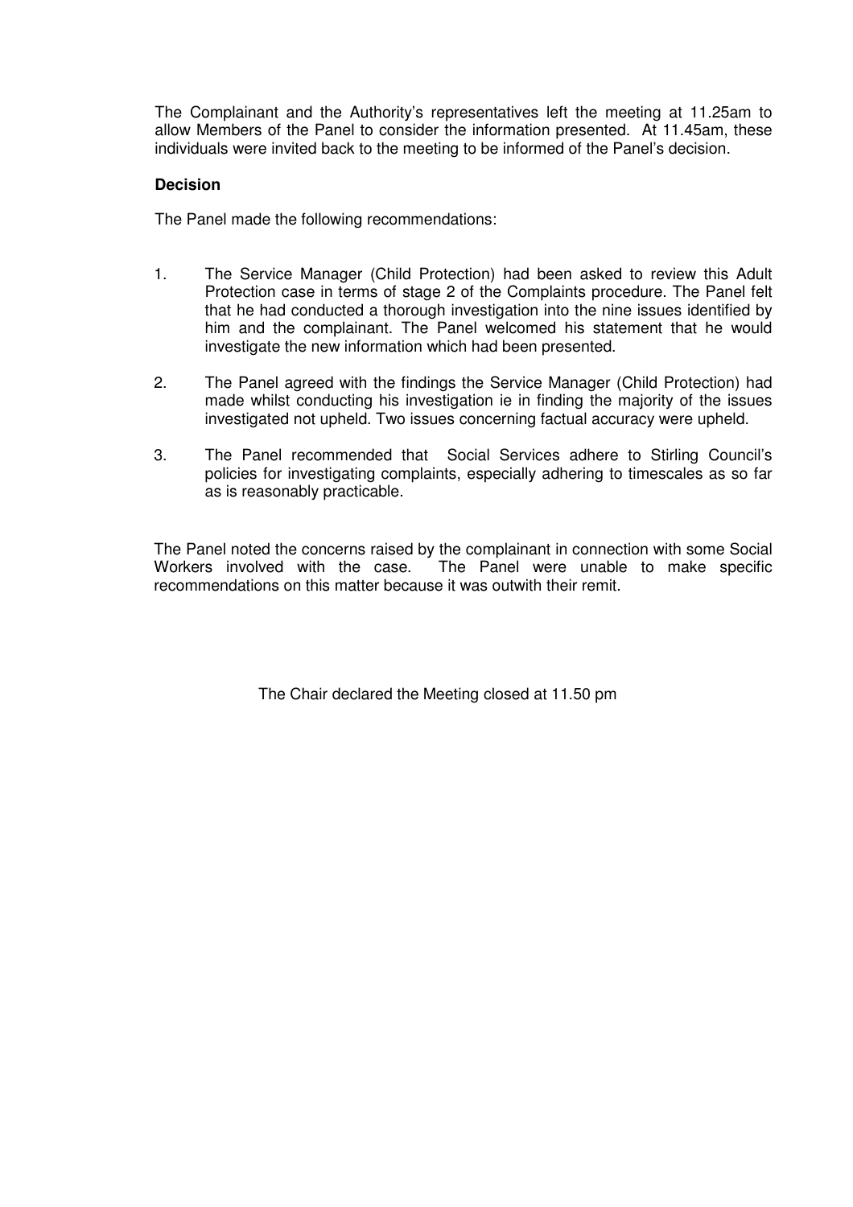The Complainant and the Authority's representatives left the meeting at 11.25am to allow Members of the Panel to consider the information presented. At 11.45am, these individuals were invited back to the meeting to be informed of the Panel's decision.

**Decision**

The Panel made the following recommendations:

1. The Service Manager (Child Protection) had been asked to review this Adult Protection case in terms of stage 2 of the Complaints procedure. The Panel felt that he had conducted a thorough investigation into the nine issues identified by him and the complainant. The Panel welcomed his statement that he would investigate the new information which had been presented.

2. The Panel agreed with the findings the Service Manager (Child Protection) had made whilst conducting his investigation ie in finding the majority of the issues investigated not upheld. Two issues concerning factual accuracy were upheld.

3. The Panel recommended that Social Services adhere to Stirling Council's policies for investigating complaints, especially adhering to timescales as so far as is reasonably practicable.

The Panel noted the concerns raised by the complainant in connection with some Social Workers involved with the case. The Panel were unable to make specific recommendations on this matter because it was outwith their remit.

The Chair declared the Meeting closed at 11.50 pm